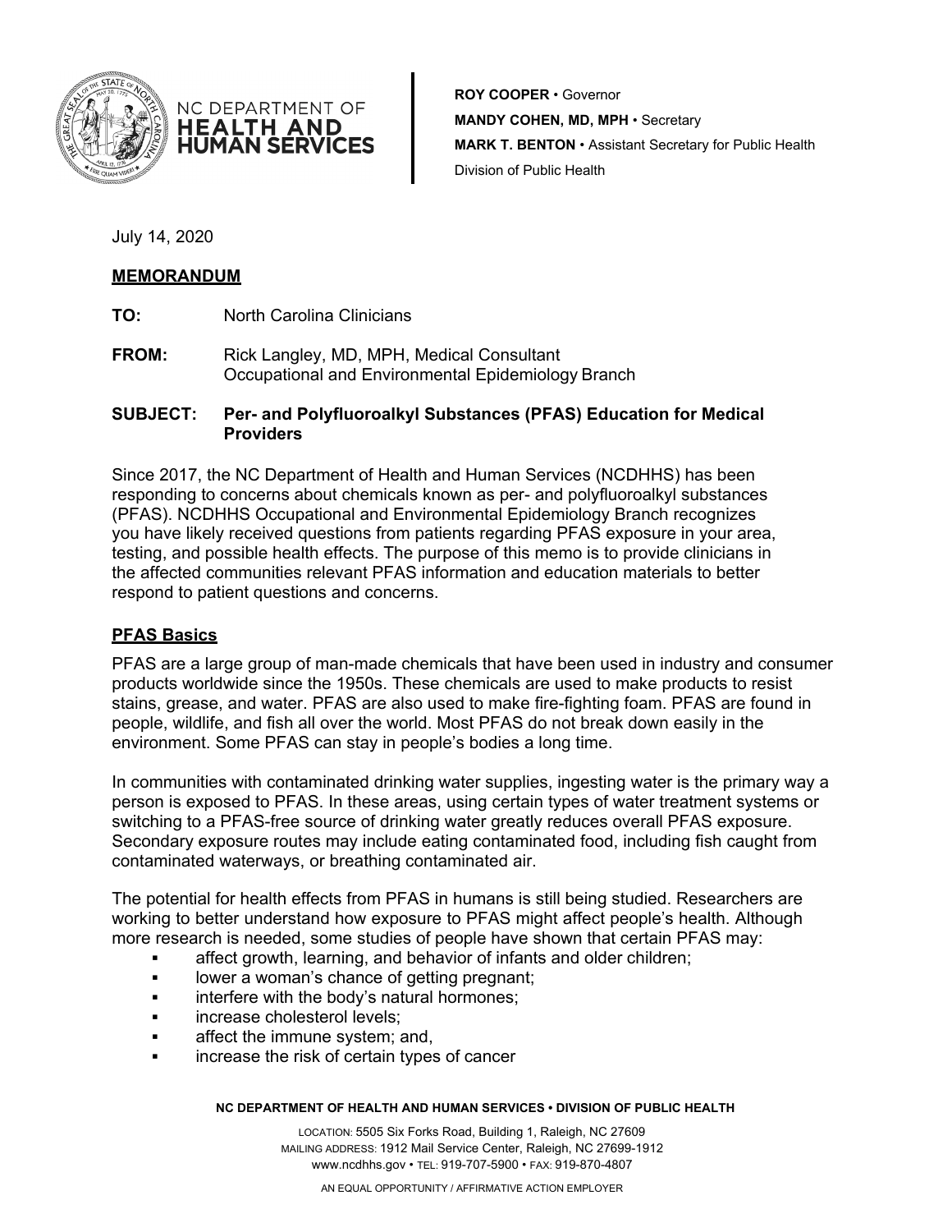NC DEPARTMENT OF **HEALTH AND HUMAN SERVICES**

**ROY COOPER** • Governor
**MANDY COHEN, MD, MPH** • Secretary
**MARK T. BENTON** • Assistant Secretary for Public Health
Division of Public Health

July 14, 2020

**MEMORANDUM**

**TO:** North Carolina Clinicians

**FROM:** Rick Langley, MD, MPH, Medical Consultant
Occupational and Environmental Epidemiology Branch

**SUBJECT: Per- and Polyfluoroalkyl Substances (PFAS) Education for Medical Providers**

Since 2017, the NC Department of Health and Human Services (NCDHHS) has been responding to concerns about chemicals known as per- and polyfluoroalkyl substances (PFAS). NCDHHS Occupational and Environmental Epidemiology Branch recognizes you have likely received questions from patients regarding PFAS exposure in your area, testing, and possible health effects. The purpose of this memo is to provide clinicians in the affected communities relevant PFAS information and education materials to better respond to patient questions and concerns.

## PFAS Basics

PFAS are a large group of man-made chemicals that have been used in industry and consumer products worldwide since the 1950s. These chemicals are used to make products to resist stains, grease, and water. PFAS are also used to make fire-fighting foam. PFAS are found in people, wildlife, and fish all over the world. Most PFAS do not break down easily in the environment. Some PFAS can stay in people's bodies a long time.

In communities with contaminated drinking water supplies, ingesting water is the primary way a person is exposed to PFAS. In these areas, using certain types of water treatment systems or switching to a PFAS-free source of drinking water greatly reduces overall PFAS exposure. Secondary exposure routes may include eating contaminated food, including fish caught from contaminated waterways, or breathing contaminated air.

The potential for health effects from PFAS in humans is still being studied. Researchers are working to better understand how exposure to PFAS might affect people's health. Although more research is needed, some studies of people have shown that certain PFAS may:

- affect growth, learning, and behavior of infants and older children;
- lower a woman's chance of getting pregnant;
- interfere with the body's natural hormones;
- increase cholesterol levels;
- affect the immune system; and,
- increase the risk of certain types of cancer

**NC DEPARTMENT OF HEALTH AND HUMAN SERVICES • DIVISION OF PUBLIC HEALTH**

LOCATION: 5505 Six Forks Road, Building 1, Raleigh, NC 27609
MAILING ADDRESS: 1912 Mail Service Center, Raleigh, NC 27699-1912
www.ncdhhs.gov • TEL: 919-707-5900 • FAX: 919-870-4807

AN EQUAL OPPORTUNITY / AFFIRMATIVE ACTION EMPLOYER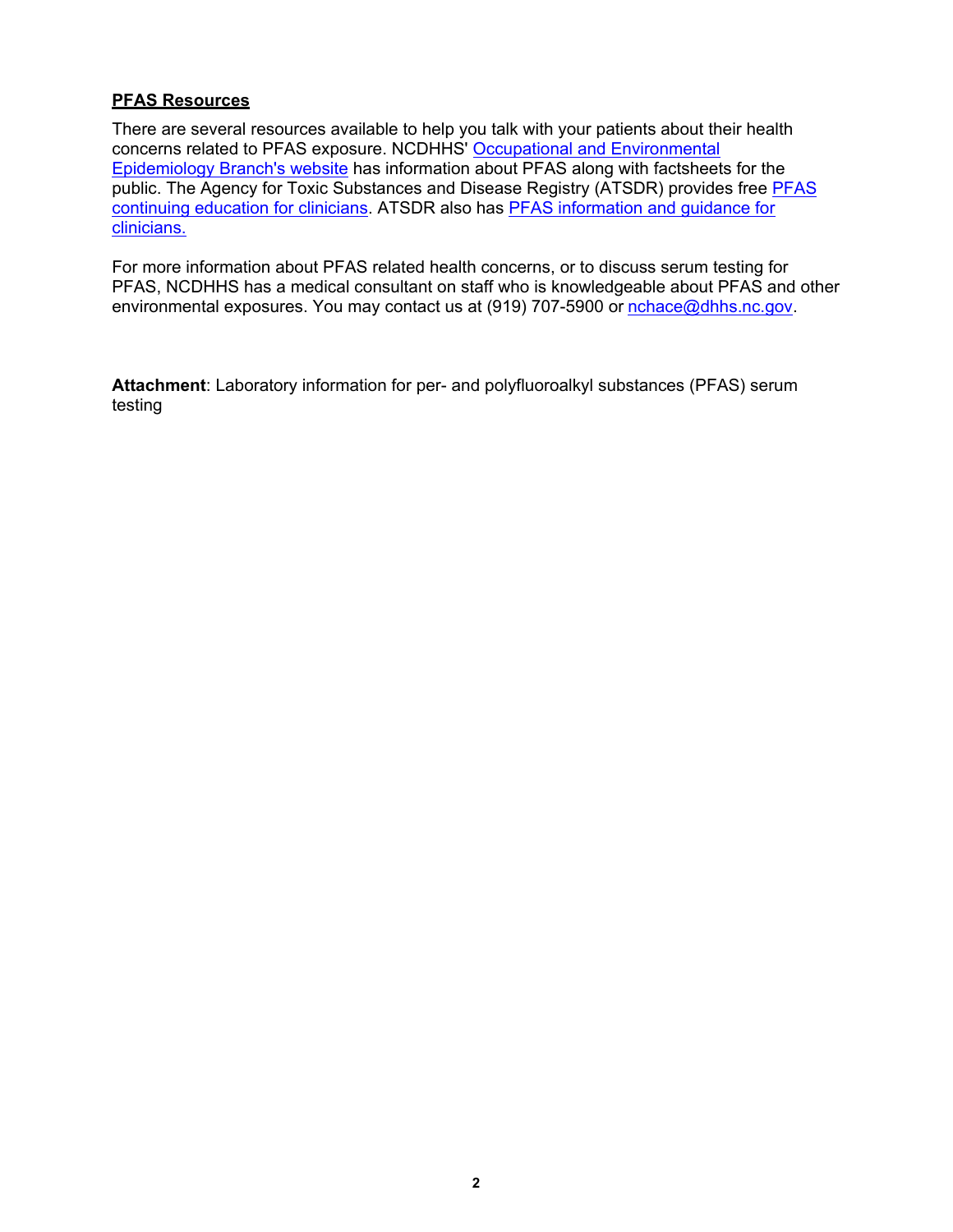## PFAS Resources

There are several resources available to help you talk with your patients about their health concerns related to PFAS exposure. NCDHHS' Occupational and Environmental Epidemiology Branch's website has information about PFAS along with factsheets for the public. The Agency for Toxic Substances and Disease Registry (ATSDR) provides free PFAS continuing education for clinicians. ATSDR also has PFAS information and guidance for clinicians.

For more information about PFAS related health concerns, or to discuss serum testing for PFAS, NCDHHS has a medical consultant on staff who is knowledgeable about PFAS and other environmental exposures. You may contact us at (919) 707-5900 or nchace@dhhs.nc.gov.

**Attachment**: Laboratory information for per- and polyfluoroalkyl substances (PFAS) serum testing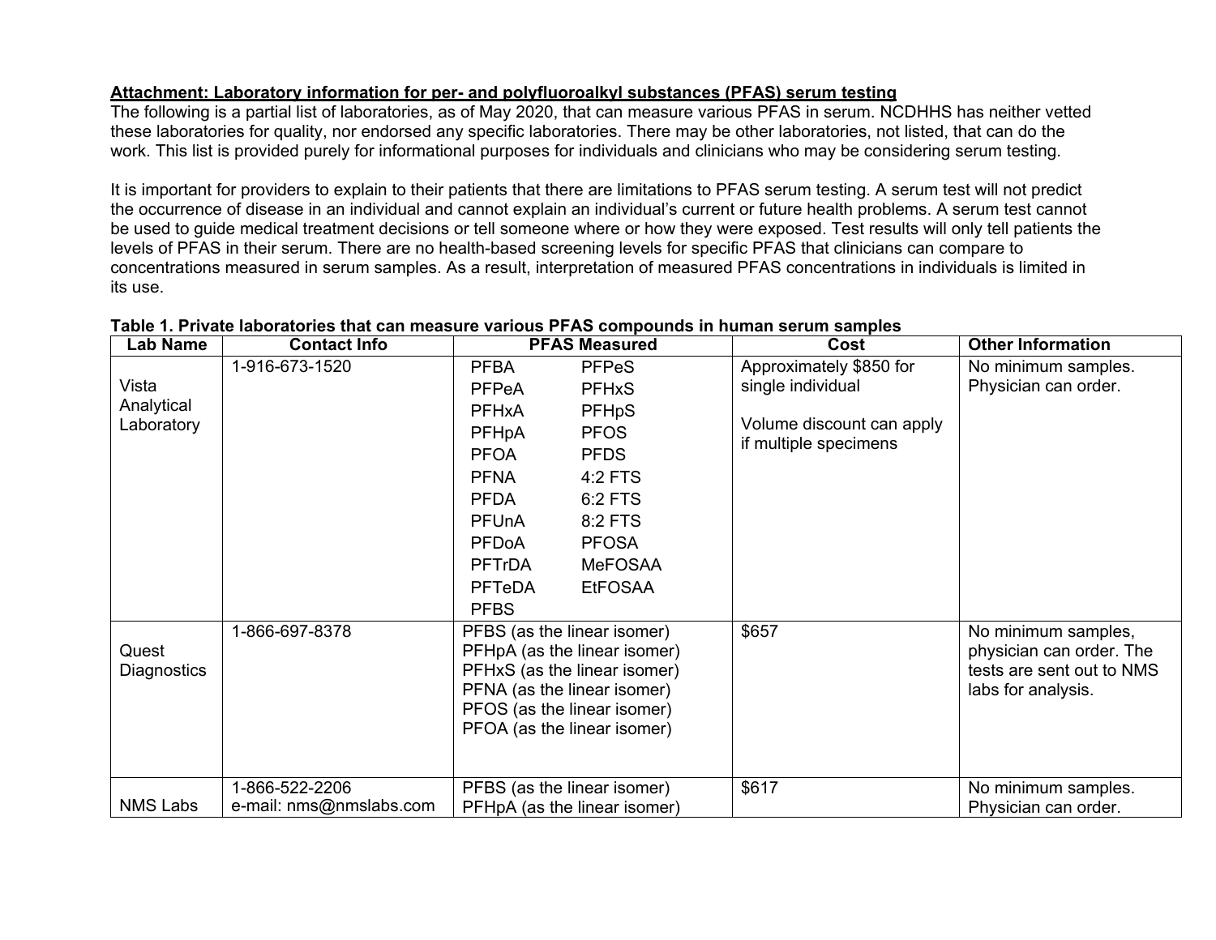**Attachment: Laboratory information for per- and polyfluoroalkyl substances (PFAS) serum testing**

The following is a partial list of laboratories, as of May 2020, that can measure various PFAS in serum. NCDHHS has neither vetted these laboratories for quality, nor endorsed any specific laboratories. There may be other laboratories, not listed, that can do the work. This list is provided purely for informational purposes for individuals and clinicians who may be considering serum testing.

It is important for providers to explain to their patients that there are limitations to PFAS serum testing. A serum test will not predict the occurrence of disease in an individual and cannot explain an individual's current or future health problems. A serum test cannot be used to guide medical treatment decisions or tell someone where or how they were exposed. Test results will only tell patients the levels of PFAS in their serum. There are no health-based screening levels for specific PFAS that clinicians can compare to concentrations measured in serum samples. As a result, interpretation of measured PFAS concentrations in individuals is limited in its use.

**Table 1. Private laboratories that can measure various PFAS compounds in human serum samples**

| Lab Name | Contact Info | PFAS Measured | Cost | Other Information |
|---|---|---|---|---|
| Vista Analytical Laboratory | 1-916-673-1520 | PFBA, PFPeA, PFHxA, PFHpA, PFOA, PFNA, PFDA, PFUnA, PFDoA, PFTrDA, PFTeDA, PFBS, PFPeS, PFHxS, PFHpS, PFOS, PFDS, 4:2 FTS, 6:2 FTS, 8:2 FTS, PFOSA, MeFOSAA, EtFOSAA | Approximately $850 for single individual<br><br>Volume discount can apply if multiple specimens | No minimum samples. Physician can order. |
| Quest Diagnostics | 1-866-697-8378 | PFBS (as the linear isomer)<br>PFHpA (as the linear isomer)<br>PFHxS (as the linear isomer)<br>PFNA (as the linear isomer)<br>PFOS (as the linear isomer)<br>PFOA (as the linear isomer) | $657 | No minimum samples, physician can order. The tests are sent out to NMS labs for analysis. |
| NMS Labs | 1-866-522-2206<br>e-mail: nms@nmslabs.com | PFBS (as the linear isomer)<br>PFHpA (as the linear isomer) | $617 | No minimum samples. Physician can order. |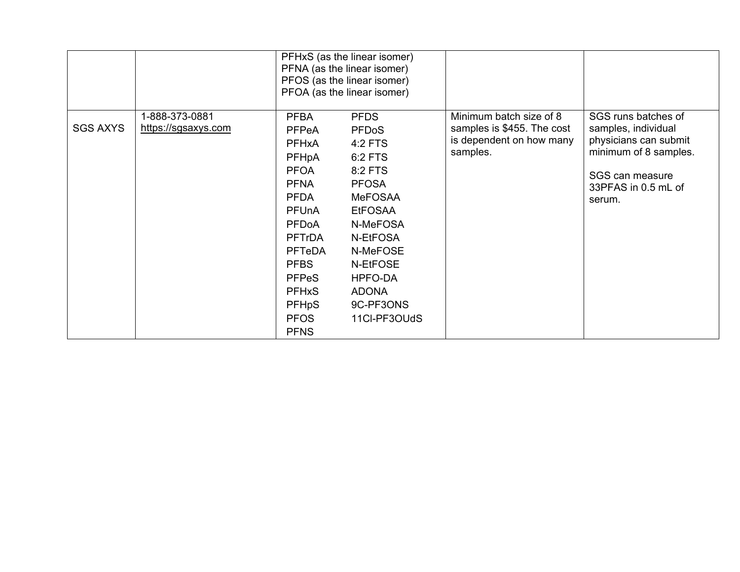| | | | | |
|---|---|---|---|---|
| | | PFHxS (as the linear isomer)<br>PFNA (as the linear isomer)<br>PFOS (as the linear isomer)<br>PFOA (as the linear isomer) | | |
| SGS AXYS | 1-888-373-0881<br>https://sgsaxys.com | PFBA<br>PFPeA<br>PFHxA<br>PFHpA<br>PFOA<br>PFNA<br>PFDA<br>PFUnA<br>PFDoA<br>PFTrDA<br>PFTeDA<br>PFBS<br>PFPeS<br>PFHxS<br>PFHpS<br>PFOS<br>PFNS<br>PFDS<br>PFDoS<br>4:2 FTS<br>6:2 FTS<br>8:2 FTS<br>PFOSA<br>MeFOSAA<br>EtFOSAA<br>N-MeFOSA<br>N-EtFOSA<br>N-MeFOSE<br>N-EtFOSE<br>HPFO-DA<br>ADONA<br>9C-PF3ONS<br>11Cl-PF3OUdS | Minimum batch size of 8 samples is $455. The cost is dependent on how many samples. | SGS runs batches of samples, individual physicians can submit minimum of 8 samples.<br><br>SGS can measure 33PFAS in 0.5 mL of serum. |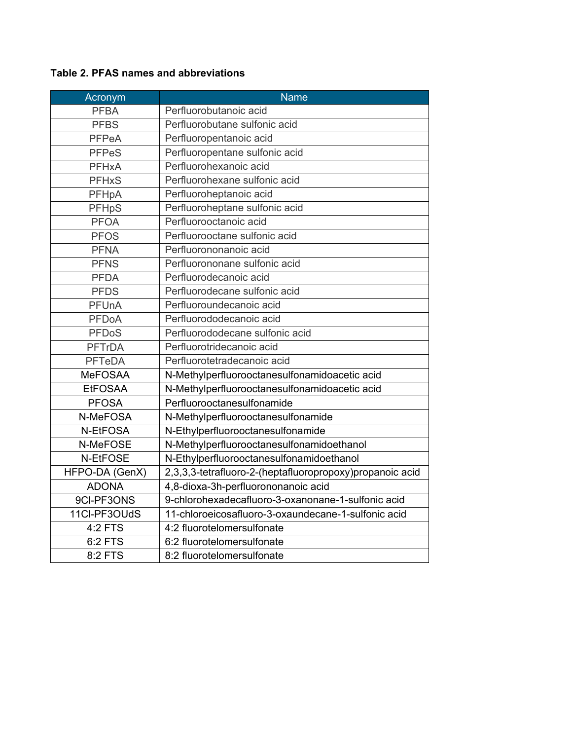**Table 2. PFAS names and abbreviations**

| Acronym | Name |
| --- | --- |
| PFBA | Perfluorobutanoic acid |
| PFBS | Perfluorobutane sulfonic acid |
| PFPeA | Perfluoropentanoic acid |
| PFPeS | Perfluoropentane sulfonic acid |
| PFHxA | Perfluorohexanoic acid |
| PFHxS | Perfluorohexane sulfonic acid |
| PFHpA | Perfluoroheptanoic acid |
| PFHpS | Perfluoroheptane sulfonic acid |
| PFOA | Perfluorooctanoic acid |
| PFOS | Perfluorooctane sulfonic acid |
| PFNA | Perfluorononanoic acid |
| PFNS | Perfluorononane sulfonic acid |
| PFDA | Perfluorodecanoic acid |
| PFDS | Perfluorodecane sulfonic acid |
| PFUnA | Perfluoroundecanoic acid |
| PFDoA | Perfluorododecanoic acid |
| PFDoS | Perfluorododecane sulfonic acid |
| PFTrDA | Perfluorotridecanoic acid |
| PFTeDA | Perfluorotetradecanoic acid |
| MeFOSAA | N-Methylperfluorooctanesulfonamidoacetic acid |
| EtFOSAA | N-Methylperfluorooctanesulfonamidoacetic acid |
| PFOSA | Perfluorooctanesulfonamide |
| N-MeFOSA | N-Methylperfluorooctanesulfonamide |
| N-EtFOSA | N-Ethylperfluorooctanesulfonamide |
| N-MeFOSE | N-Methylperfluorooctanesulfonamidoethanol |
| N-EtFOSE | N-Ethylperfluorooctanesulfonamidoethanol |
| HFPO-DA (GenX) | 2,3,3,3-tetrafluoro-2-(heptafluoropropoxy)propanoic acid |
| ADONA | 4,8-dioxa-3h-perfluorononanoic acid |
| 9Cl-PF3ONS | 9-chlorohexadecafluoro-3-oxanonane-1-sulfonic acid |
| 11Cl-PF3OUdS | 11-chloroeicosafluoro-3-oxaundecane-1-sulfonic acid |
| 4:2 FTS | 4:2 fluorotelomersulfonate |
| 6:2 FTS | 6:2 fluorotelomersulfonate |
| 8:2 FTS | 8:2 fluorotelomersulfonate |